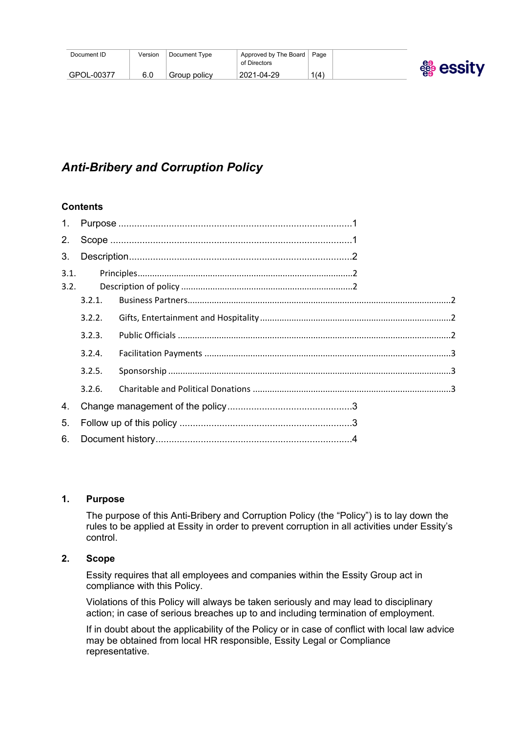| Document ID | Version | Document Type | Approved by The Board of Directors | Page |
|---|---|---|---|---|
| GPOL-00377 | 6.0 | Group policy | 2021-04-29 | 1(4) |

# *Anti-Bribery and Corruption Policy*

**Contents**

1. Purpose ........................................................................................1
2. Scope ...........................................................................................1
3. Description....................................................................................2

3.1. Principles........................................................................................2

3.2. Description of policy ......................................................................2

3.2.1. Business Partners..........................................................................................................2

3.2.2. Gifts, Entertainment and Hospitality.............................................................................2

3.2.3. Public Officials ..............................................................................................................2

3.2.4. Facilitation Payments ....................................................................................................3

3.2.5. Sponsorship ..................................................................................................................3

3.2.6. Charitable and Political Donations ................................................................................3

4. Change management of the policy...............................................3
5. Follow up of this policy .................................................................3
6. Document history..........................................................................4

## 1. Purpose

The purpose of this Anti-Bribery and Corruption Policy (the "Policy") is to lay down the rules to be applied at Essity in order to prevent corruption in all activities under Essity's control.

## 2. Scope

Essity requires that all employees and companies within the Essity Group act in compliance with this Policy.

Violations of this Policy will always be taken seriously and may lead to disciplinary action; in case of serious breaches up to and including termination of employment.

If in doubt about the applicability of the Policy or in case of conflict with local law advice may be obtained from local HR responsible, Essity Legal or Compliance representative.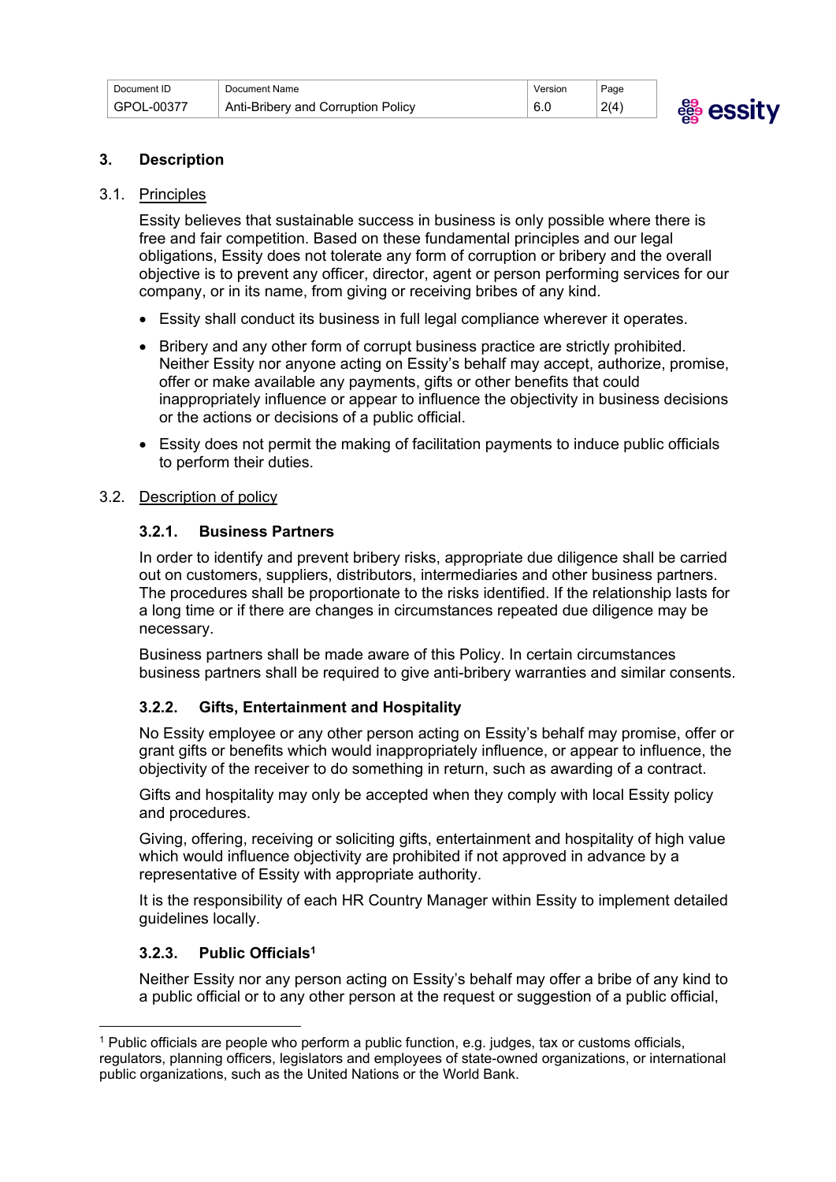## 3. Description

### 3.1. Principles

Essity believes that sustainable success in business is only possible where there is free and fair competition. Based on these fundamental principles and our legal obligations, Essity does not tolerate any form of corruption or bribery and the overall objective is to prevent any officer, director, agent or person performing services for our company, or in its name, from giving or receiving bribes of any kind.

- Essity shall conduct its business in full legal compliance wherever it operates.
- Bribery and any other form of corrupt business practice are strictly prohibited. Neither Essity nor anyone acting on Essity's behalf may accept, authorize, promise, offer or make available any payments, gifts or other benefits that could inappropriately influence or appear to influence the objectivity in business decisions or the actions or decisions of a public official.
- Essity does not permit the making of facilitation payments to induce public officials to perform their duties.

### 3.2. Description of policy

#### 3.2.1. Business Partners

In order to identify and prevent bribery risks, appropriate due diligence shall be carried out on customers, suppliers, distributors, intermediaries and other business partners. The procedures shall be proportionate to the risks identified. If the relationship lasts for a long time or if there are changes in circumstances repeated due diligence may be necessary.

Business partners shall be made aware of this Policy. In certain circumstances business partners shall be required to give anti-bribery warranties and similar consents.

#### 3.2.2. Gifts, Entertainment and Hospitality

No Essity employee or any other person acting on Essity's behalf may promise, offer or grant gifts or benefits which would inappropriately influence, or appear to influence, the objectivity of the receiver to do something in return, such as awarding of a contract.

Gifts and hospitality may only be accepted when they comply with local Essity policy and procedures.

Giving, offering, receiving or soliciting gifts, entertainment and hospitality of high value which would influence objectivity are prohibited if not approved in advance by a representative of Essity with appropriate authority.

It is the responsibility of each HR Country Manager within Essity to implement detailed guidelines locally.

#### 3.2.3. Public Officials[1]

Neither Essity nor any person acting on Essity's behalf may offer a bribe of any kind to a public official or to any other person at the request or suggestion of a public official,

[1] Public officials are people who perform a public function, e.g. judges, tax or customs officials, regulators, planning officers, legislators and employees of state-owned organizations, or international public organizations, such as the United Nations or the World Bank.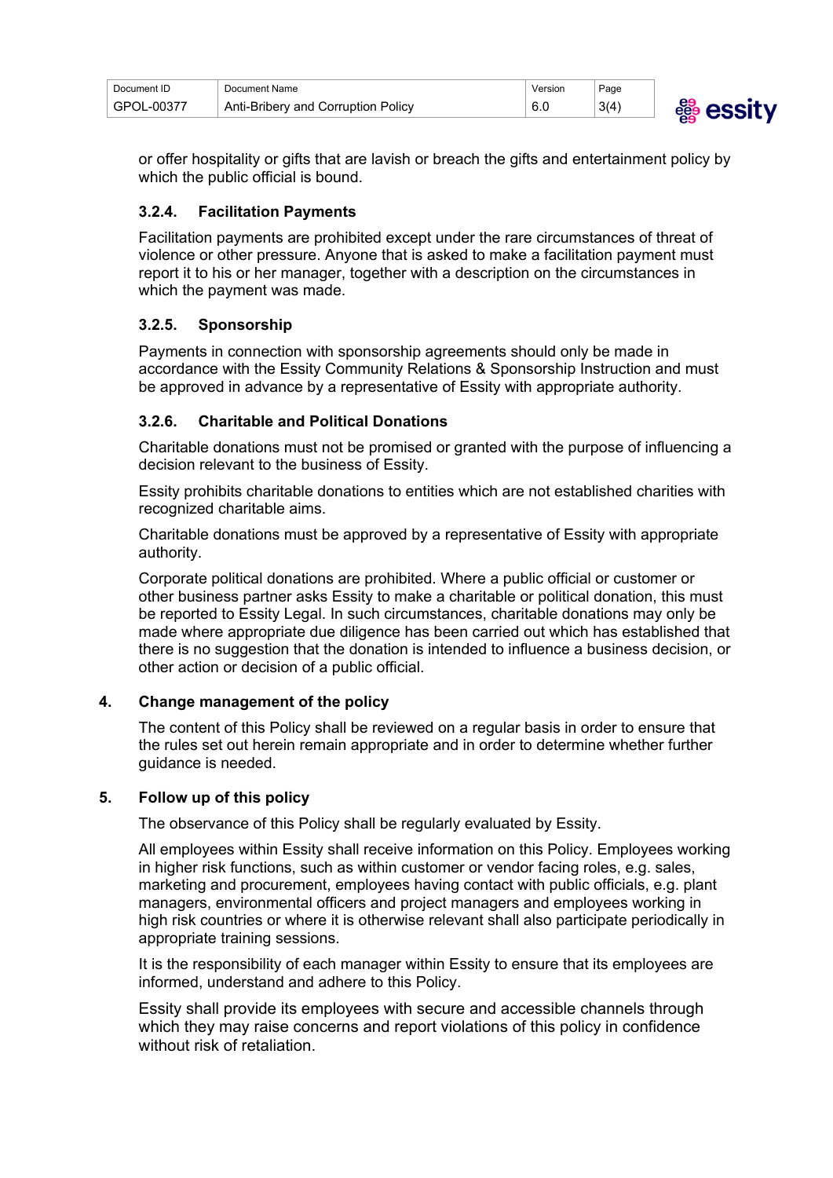or offer hospitality or gifts that are lavish or breach the gifts and entertainment policy by which the public official is bound.

### 3.2.4. Facilitation Payments

Facilitation payments are prohibited except under the rare circumstances of threat of violence or other pressure. Anyone that is asked to make a facilitation payment must report it to his or her manager, together with a description on the circumstances in which the payment was made.

### 3.2.5. Sponsorship

Payments in connection with sponsorship agreements should only be made in accordance with the Essity Community Relations & Sponsorship Instruction and must be approved in advance by a representative of Essity with appropriate authority.

### 3.2.6. Charitable and Political Donations

Charitable donations must not be promised or granted with the purpose of influencing a decision relevant to the business of Essity.

Essity prohibits charitable donations to entities which are not established charities with recognized charitable aims.

Charitable donations must be approved by a representative of Essity with appropriate authority.

Corporate political donations are prohibited. Where a public official or customer or other business partner asks Essity to make a charitable or political donation, this must be reported to Essity Legal. In such circumstances, charitable donations may only be made where appropriate due diligence has been carried out which has established that there is no suggestion that the donation is intended to influence a business decision, or other action or decision of a public official.

## 4. Change management of the policy

The content of this Policy shall be reviewed on a regular basis in order to ensure that the rules set out herein remain appropriate and in order to determine whether further guidance is needed.

## 5. Follow up of this policy

The observance of this Policy shall be regularly evaluated by Essity.

All employees within Essity shall receive information on this Policy. Employees working in higher risk functions, such as within customer or vendor facing roles, e.g. sales, marketing and procurement, employees having contact with public officials, e.g. plant managers, environmental officers and project managers and employees working in high risk countries or where it is otherwise relevant shall also participate periodically in appropriate training sessions.

It is the responsibility of each manager within Essity to ensure that its employees are informed, understand and adhere to this Policy.

Essity shall provide its employees with secure and accessible channels through which they may raise concerns and report violations of this policy in confidence without risk of retaliation.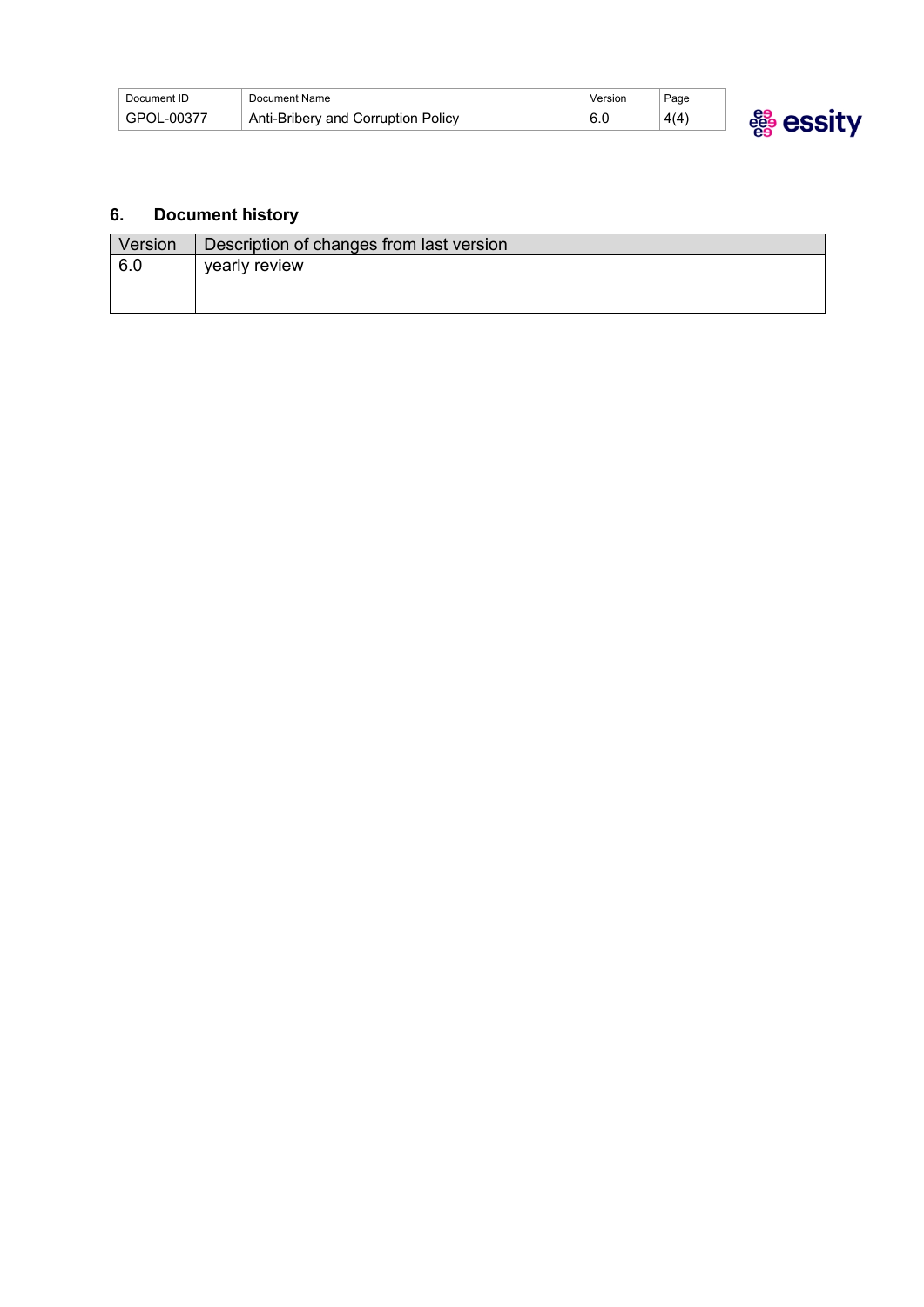## 6. Document history

| Version | Description of changes from last version |
|---|---|
| 6.0 | yearly review |